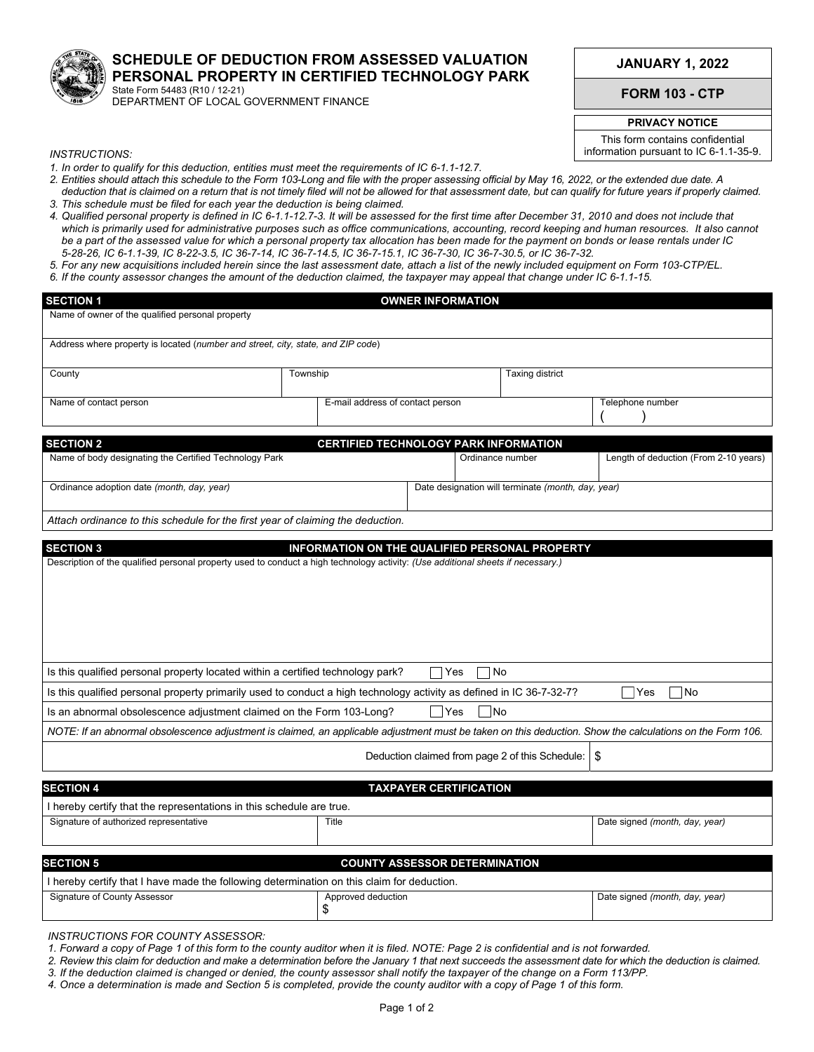# SCHEDULE OF DEDUCTION FROM ASSESSED VALUATION PERSONAL PROPERTY IN CERTIFIED TECHNOLOGY PARK

State Form 54483 (R10 / 12-21)
DEPARTMENT OF LOCAL GOVERNMENT FINANCE

**JANUARY 1, 2022**

**FORM 103 - CTP**

**PRIVACY NOTICE**

This form contains confidential information pursuant to IC 6-1.1-35-9.

*INSTRUCTIONS:*

1. *In order to qualify for this deduction, entities must meet the requirements of IC 6-1.1-12.7.*
2. *Entities should attach this schedule to the Form 103-Long and file with the proper assessing official by May 16, 2022, or the extended due date. A deduction that is claimed on a return that is not timely filed will not be allowed for that assessment date, but can qualify for future years if properly claimed.*
3. *This schedule must be filed for each year the deduction is being claimed.*
4. *Qualified personal property is defined in IC 6-1.1-12.7-3. It will be assessed for the first time after December 31, 2010 and does not include that which is primarily used for administrative purposes such as office communications, accounting, record keeping and human resources. It also cannot be a part of the assessed value for which a personal property tax allocation has been made for the payment on bonds or lease rentals under IC 5-28-26, IC 6-1.1-39, IC 8-22-3.5, IC 36-7-14, IC 36-7-14.5, IC 36-7-15.1, IC 36-7-30, IC 36-7-30.5, or IC 36-7-32.*
5. *For any new acquisitions included herein since the last assessment date, attach a list of the newly included equipment on Form 103-CTP/EL.*
6. *If the county assessor changes the amount of the deduction claimed, the taxpayer may appeal that change under IC 6-1.1-15.*

## SECTION 1 — OWNER INFORMATION

| Name of owner of the qualified personal property | | |
|---|---|---|
| Address where property is located (*number and street, city, state, and ZIP code*) | | |
| County | Township | Taxing district |
| Name of contact person | E-mail address of contact person | Telephone number ( ) |

## SECTION 2 — CERTIFIED TECHNOLOGY PARK INFORMATION

| Name of body designating the Certified Technology Park | Ordinance number | Length of deduction (From 2-10 years) |
|---|---|---|
| Ordinance adoption date *(month, day, year)* | Date designation will terminate *(month, day, year)* | |

*Attach ordinance to this schedule for the first year of claiming the deduction.*

## SECTION 3 — INFORMATION ON THE QUALIFIED PERSONAL PROPERTY

Description of the qualified personal property used to conduct a high technology activity: *(Use additional sheets if necessary.)*

Is this qualified personal property located within a certified technology park? ☐ Yes ☐ No

Is this qualified personal property primarily used to conduct a high technology activity as defined in IC 36-7-32-7? ☐ Yes ☐ No

Is an abnormal obsolescence adjustment claimed on the Form 103-Long? ☐ Yes ☐ No

*NOTE: If an abnormal obsolescence adjustment is claimed, an applicable adjustment must be taken on this deduction. Show the calculations on the Form 106.*

Deduction claimed from page 2 of this Schedule: $

## SECTION 4 — TAXPAYER CERTIFICATION

I hereby certify that the representations in this schedule are true.

| Signature of authorized representative | Title | Date signed *(month, day, year)* |
|---|---|---|
| | | |

## SECTION 5 — COUNTY ASSESSOR DETERMINATION

I hereby certify that I have made the following determination on this claim for deduction.

| Signature of County Assessor | Approved deduction | Date signed *(month, day, year)* |
|---|---|---|
| | $ | |

*INSTRUCTIONS FOR COUNTY ASSESSOR:*

1. *Forward a copy of Page 1 of this form to the county auditor when it is filed. NOTE: Page 2 is confidential and is not forwarded.*
2. *Review this claim for deduction and make a determination before the January 1 that next succeeds the assessment date for which the deduction is claimed.*
3. *If the deduction claimed is changed or denied, the county assessor shall notify the taxpayer of the change on a Form 113/PP.*
4. *Once a determination is made and Section 5 is completed, provide the county auditor with a copy of Page 1 of this form.*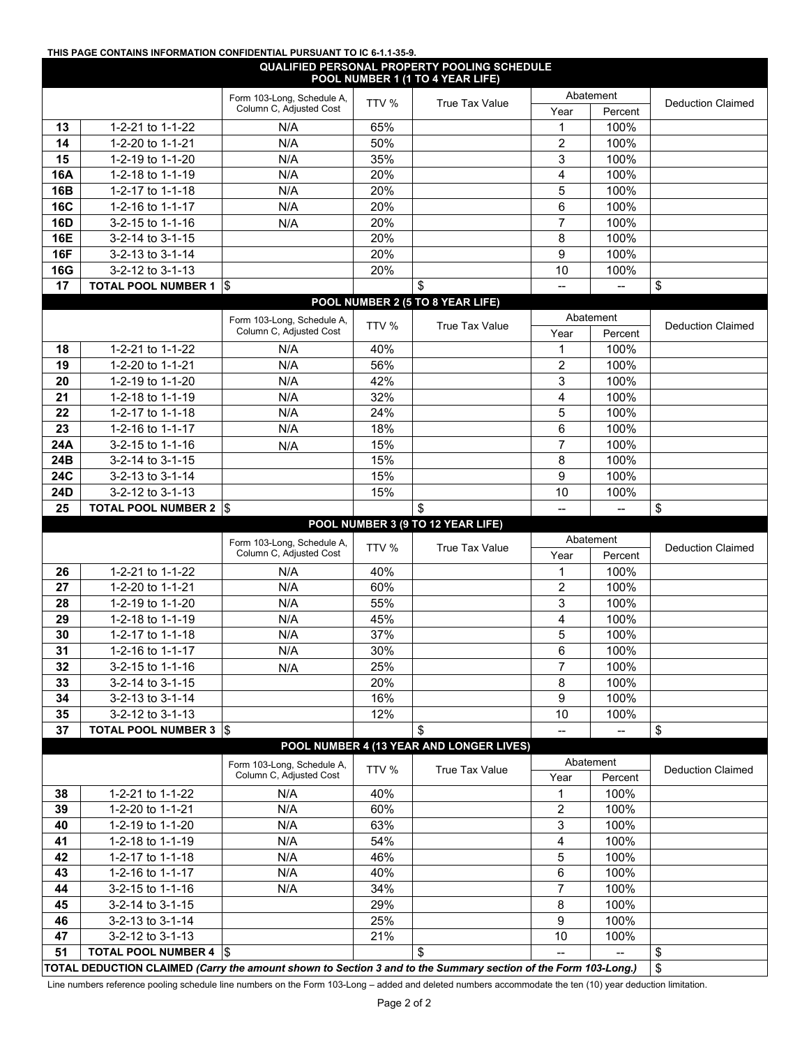THIS PAGE CONTAINS INFORMATION CONFIDENTIAL PURSUANT TO IC 6-1.1-35-9.

## QUALIFIED PERSONAL PROPERTY POOLING SCHEDULE

### POOL NUMBER 1 (1 TO 4 YEAR LIFE)

| | | Form 103-Long, Schedule A, Column C, Adjusted Cost | TTV % | True Tax Value | Abatement | | Deduction Claimed |
|---|---|---|---|---|---|---|---|
| | | | | | Year | Percent | |
| 13 | 1-2-21 to 1-1-22 | N/A | 65% | | 1 | 100% | |
| 14 | 1-2-20 to 1-1-21 | N/A | 50% | | 2 | 100% | |
| 15 | 1-2-19 to 1-1-20 | N/A | 35% | | 3 | 100% | |
| 16A | 1-2-18 to 1-1-19 | N/A | 20% | | 4 | 100% | |
| 16B | 1-2-17 to 1-1-18 | N/A | 20% | | 5 | 100% | |
| 16C | 1-2-16 to 1-1-17 | N/A | 20% | | 6 | 100% | |
| 16D | 3-2-15 to 1-1-16 | N/A | 20% | | 7 | 100% | |
| 16E | 3-2-14 to 3-1-15 | | 20% | | 8 | 100% | |
| 16F | 3-2-13 to 3-1-14 | | 20% | | 9 | 100% | |
| 16G | 3-2-12 to 3-1-13 | | 20% | | 10 | 100% | |
| 17 | **TOTAL POOL NUMBER 1** | $ | | $ | -- | -- | $ |

### POOL NUMBER 2 (5 TO 8 YEAR LIFE)

| | | Form 103-Long, Schedule A, Column C, Adjusted Cost | TTV % | True Tax Value | Abatement | | Deduction Claimed |
|---|---|---|---|---|---|---|---|
| | | | | | Year | Percent | |
| 18 | 1-2-21 to 1-1-22 | N/A | 40% | | 1 | 100% | |
| 19 | 1-2-20 to 1-1-21 | N/A | 56% | | 2 | 100% | |
| 20 | 1-2-19 to 1-1-20 | N/A | 42% | | 3 | 100% | |
| 21 | 1-2-18 to 1-1-19 | N/A | 32% | | 4 | 100% | |
| 22 | 1-2-17 to 1-1-18 | N/A | 24% | | 5 | 100% | |
| 23 | 1-2-16 to 1-1-17 | N/A | 18% | | 6 | 100% | |
| 24A | 3-2-15 to 1-1-16 | N/A | 15% | | 7 | 100% | |
| 24B | 3-2-14 to 3-1-15 | | 15% | | 8 | 100% | |
| 24C | 3-2-13 to 3-1-14 | | 15% | | 9 | 100% | |
| 24D | 3-2-12 to 3-1-13 | | 15% | | 10 | 100% | |
| 25 | **TOTAL POOL NUMBER 2** | $ | | $ | -- | -- | $ |

### POOL NUMBER 3 (9 TO 12 YEAR LIFE)

| | | Form 103-Long, Schedule A, Column C, Adjusted Cost | TTV % | True Tax Value | Abatement | | Deduction Claimed |
|---|---|---|---|---|---|---|---|
| | | | | | Year | Percent | |
| 26 | 1-2-21 to 1-1-22 | N/A | 40% | | 1 | 100% | |
| 27 | 1-2-20 to 1-1-21 | N/A | 60% | | 2 | 100% | |
| 28 | 1-2-19 to 1-1-20 | N/A | 55% | | 3 | 100% | |
| 29 | 1-2-18 to 1-1-19 | N/A | 45% | | 4 | 100% | |
| 30 | 1-2-17 to 1-1-18 | N/A | 37% | | 5 | 100% | |
| 31 | 1-2-16 to 1-1-17 | N/A | 30% | | 6 | 100% | |
| 32 | 3-2-15 to 1-1-16 | N/A | 25% | | 7 | 100% | |
| 33 | 3-2-14 to 3-1-15 | | 20% | | 8 | 100% | |
| 34 | 3-2-13 to 3-1-14 | | 16% | | 9 | 100% | |
| 35 | 3-2-12 to 3-1-13 | | 12% | | 10 | 100% | |
| 37 | **TOTAL POOL NUMBER 3** | $ | | $ | -- | -- | $ |

### POOL NUMBER 4 (13 YEAR AND LONGER LIVES)

| | | Form 103-Long, Schedule A, Column C, Adjusted Cost | TTV % | True Tax Value | Abatement | | Deduction Claimed |
|---|---|---|---|---|---|---|---|
| | | | | | Year | Percent | |
| 38 | 1-2-21 to 1-1-22 | N/A | 40% | | 1 | 100% | |
| 39 | 1-2-20 to 1-1-21 | N/A | 60% | | 2 | 100% | |
| 40 | 1-2-19 to 1-1-20 | N/A | 63% | | 3 | 100% | |
| 41 | 1-2-18 to 1-1-19 | N/A | 54% | | 4 | 100% | |
| 42 | 1-2-17 to 1-1-18 | N/A | 46% | | 5 | 100% | |
| 43 | 1-2-16 to 1-1-17 | N/A | 40% | | 6 | 100% | |
| 44 | 3-2-15 to 1-1-16 | N/A | 34% | | 7 | 100% | |
| 45 | 3-2-14 to 3-1-15 | | 29% | | 8 | 100% | |
| 46 | 3-2-13 to 3-1-14 | | 25% | | 9 | 100% | |
| 47 | 3-2-12 to 3-1-13 | | 21% | | 10 | 100% | |
| 51 | **TOTAL POOL NUMBER 4** | $ | | $ | -- | -- | $ |

**TOTAL DEDUCTION CLAIMED** *(Carry the amount shown to Section 3 and to the Summary section of the Form 103-Long.)* $

Line numbers reference pooling schedule line numbers on the Form 103-Long – added and deleted numbers accommodate the ten (10) year deduction limitation.